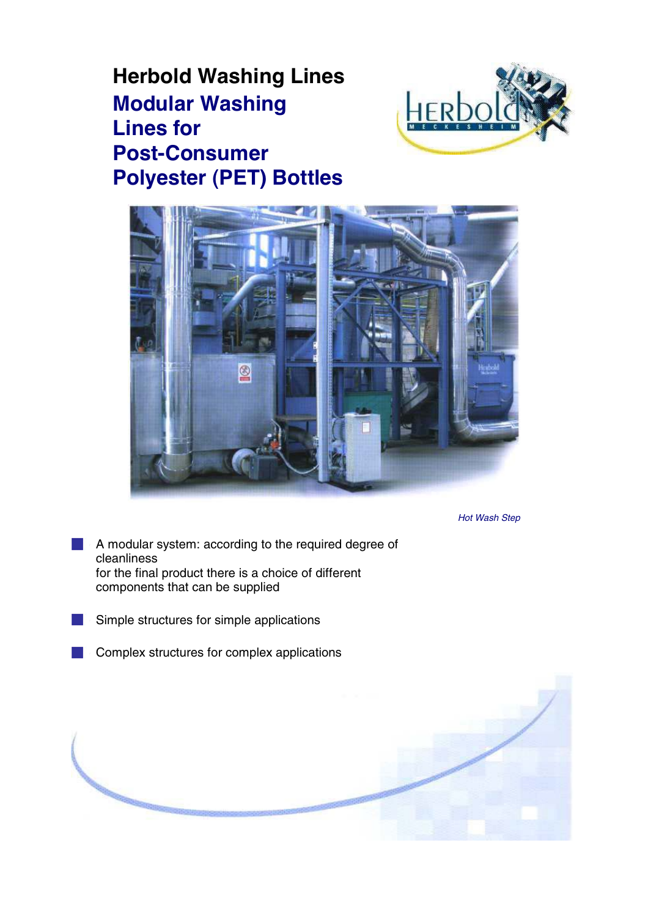# Herbold Washing Lines

## Modular Washing Lines for Post-Consumer Polyester (PET) Bottles

*Hot Wash Step*

- A modular system: according to the required degree of cleanliness for the final product there is a choice of different components that can be supplied
- Simple structures for simple applications
- Complex structures for complex applications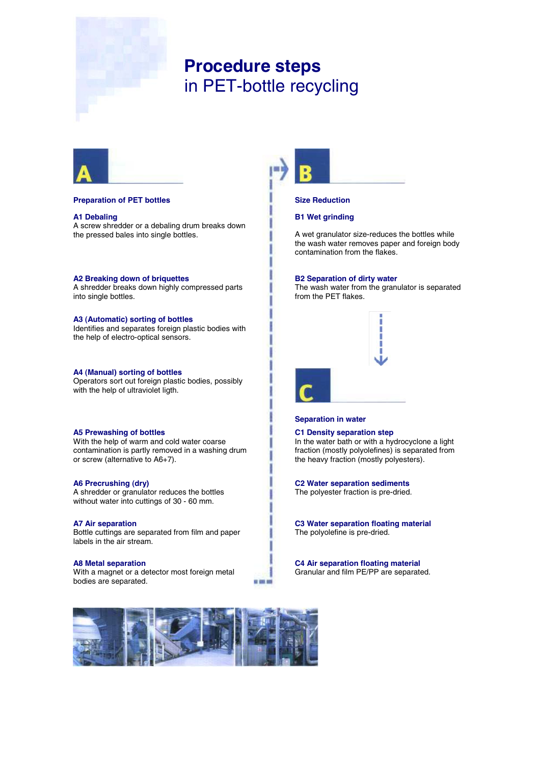# **Procedure steps**
# in PET-bottle recycling

## A

### Preparation of PET bottles

**A1 Debaling**
A screw shredder or a debaling drum breaks down the pressed bales into single bottles.

**A2 Breaking down of briquettes**
A shredder breaks down highly compressed parts into single bottles.

**A3 (Automatic) sorting of bottles**
Identifies and separates foreign plastic bodies with the help of electro-optical sensors.

**A4 (Manual) sorting of bottles**
Operators sort out foreign plastic bodies, possibly with the help of ultraviolet ligth.

**A5 Prewashing of bottles**
With the help of warm and cold water coarse contamination is partly removed in a washing drum or screw (alternative to A6+7).

**A6 Precrushing (dry)**
A shredder or granulator reduces the bottles without water into cuttings of 30 - 60 mm.

**A7 Air separation**
Bottle cuttings are separated from film and paper labels in the air stream.

**A8 Metal separation**
With a magnet or a detector most foreign metal bodies are separated.

## B

### Size Reduction

**B1 Wet grinding**

A wet granulator size-reduces the bottles while the wash water removes paper and foreign body contamination from the flakes.

**B2 Separation of dirty water**
The wash water from the granulator is separated from the PET flakes.

## C

### Separation in water

**C1 Density separation step**
In the water bath or with a hydrocyclone a light fraction (mostly polyolefines) is separated from the heavy fraction (mostly polyesters).

**C2 Water separation sediments**
The polyester fraction is pre-dried.

**C3 Water separation floating material**
The polyolefine is pre-dried.

**C4 Air separation floating material**
Granular and film PE/PP are separated.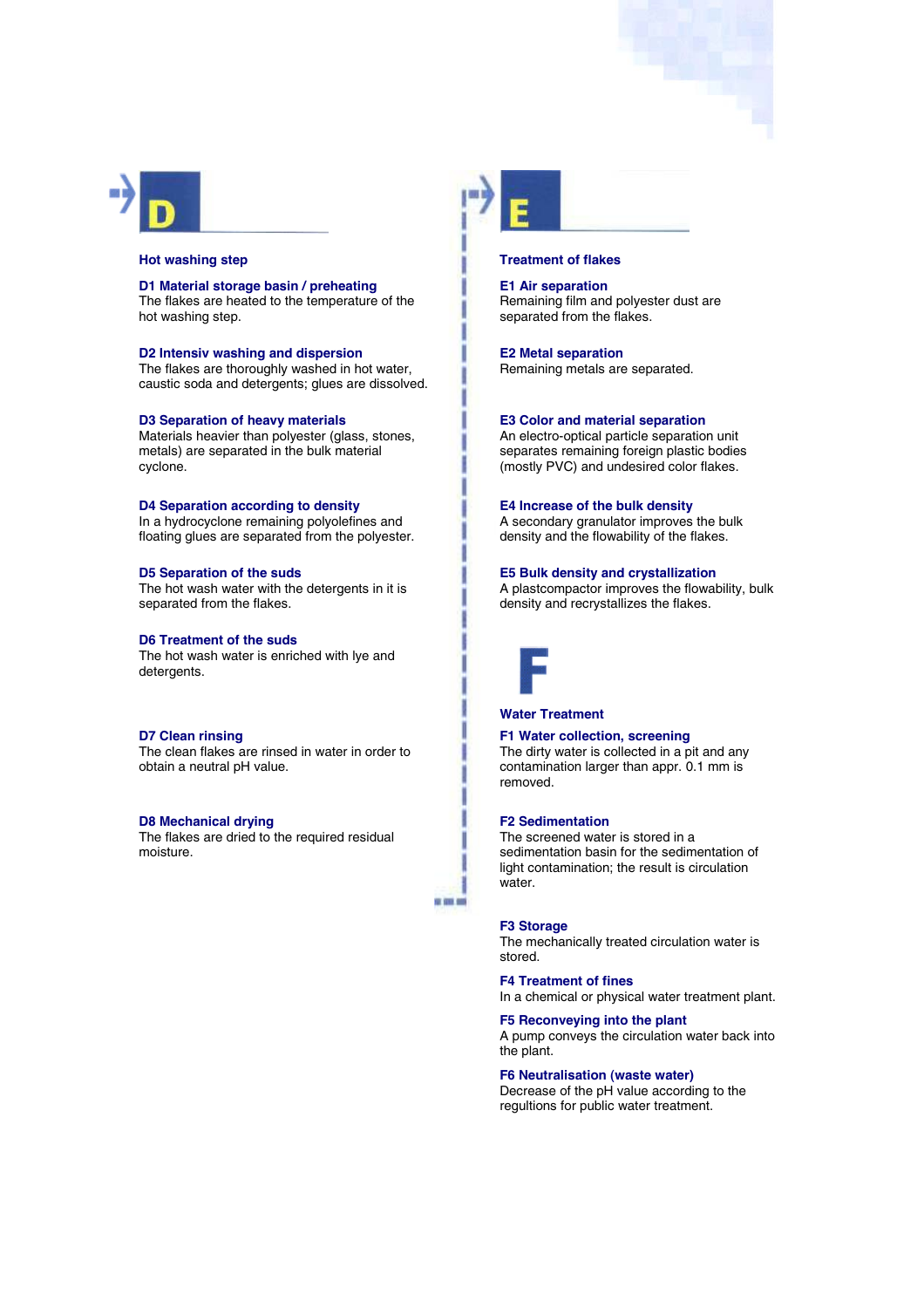# D

## Hot washing step

### D1 Material storage basin / preheating

The flakes are heated to the temperature of the hot washing step.

### D2 Intensiv washing and dispersion

The flakes are thoroughly washed in hot water, caustic soda and detergents; glues are dissolved.

### D3 Separation of heavy materials

Materials heavier than polyester (glass, stones, metals) are separated in the bulk material cyclone.

### D4 Separation according to density

In a hydrocyclone remaining polyolefines and floating glues are separated from the polyester.

### D5 Separation of the suds

The hot wash water with the detergents in it is separated from the flakes.

### D6 Treatment of the suds

The hot wash water is enriched with lye and detergents.

### D7 Clean rinsing

The clean flakes are rinsed in water in order to obtain a neutral pH value.

### D8 Mechanical drying

The flakes are dried to the required residual moisture.

# E

## Treatment of flakes

### E1 Air separation

Remaining film and polyester dust are separated from the flakes.

### E2 Metal separation

Remaining metals are separated.

### E3 Color and material separation

An electro-optical particle separation unit separates remaining foreign plastic bodies (mostly PVC) and undesired color flakes.

### E4 Increase of the bulk density

A secondary granulator improves the bulk density and the flowability of the flakes.

### E5 Bulk density and crystallization

A plastcompactor improves the flowability, bulk density and recrystallizes the flakes.

# F

## Water Treatment

### F1 Water collection, screening

The dirty water is collected in a pit and any contamination larger than appr. 0.1 mm is removed.

### F2 Sedimentation

The screened water is stored in a sedimentation basin for the sedimentation of light contamination; the result is circulation water.

### F3 Storage

The mechanically treated circulation water is stored.

### F4 Treatment of fines

In a chemical or physical water treatment plant.

### F5 Reconveying into the plant

A pump conveys the circulation water back into the plant.

### F6 Neutralisation (waste water)

Decrease of the pH value according to the regultions for public water treatment.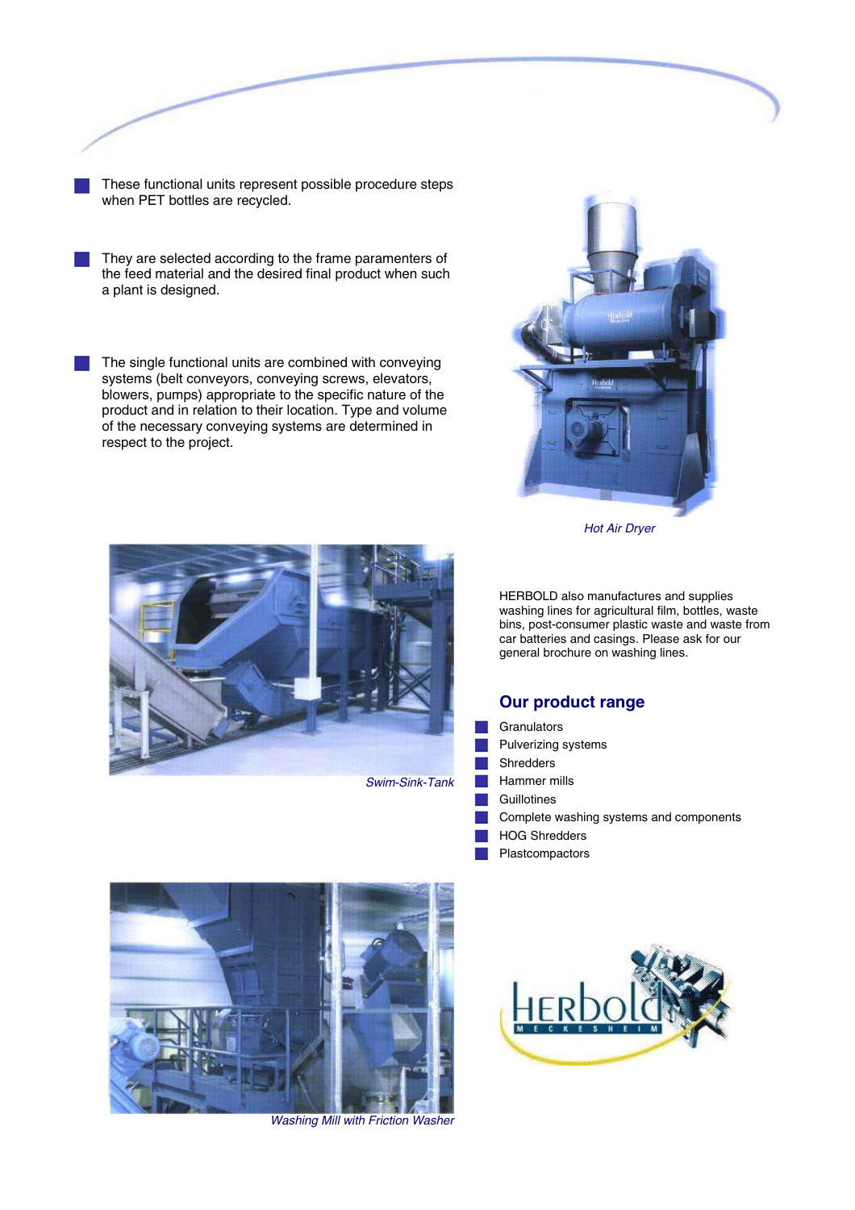- These functional units represent possible procedure steps when PET bottles are recycled.

- They are selected according to the frame paramenters of the feed material and the desired final product when such a plant is designed.

- The single functional units are combined with conveying systems (belt conveyors, conveying screws, elevators, blowers, pumps) appropriate to the specific nature of the product and in relation to their location. Type and volume of the necessary conveying systems are determined in respect to the project.

*Hot Air Dryer*

*Swim-Sink-Tank*

HERBOLD also manufactures and supplies washing lines for agricultural film, bottles, waste bins, post-consumer plastic waste and waste from car batteries and casings. Please ask for our general brochure on washing lines.

## Our product range

- Granulators
- Pulverizing systems
- Shredders
- Hammer mills
- Guillotines
- Complete washing systems and components
- HOG Shredders
- Plastcompactors

*Washing Mill with Friction Washer*

HERBOLD MECKESHEIM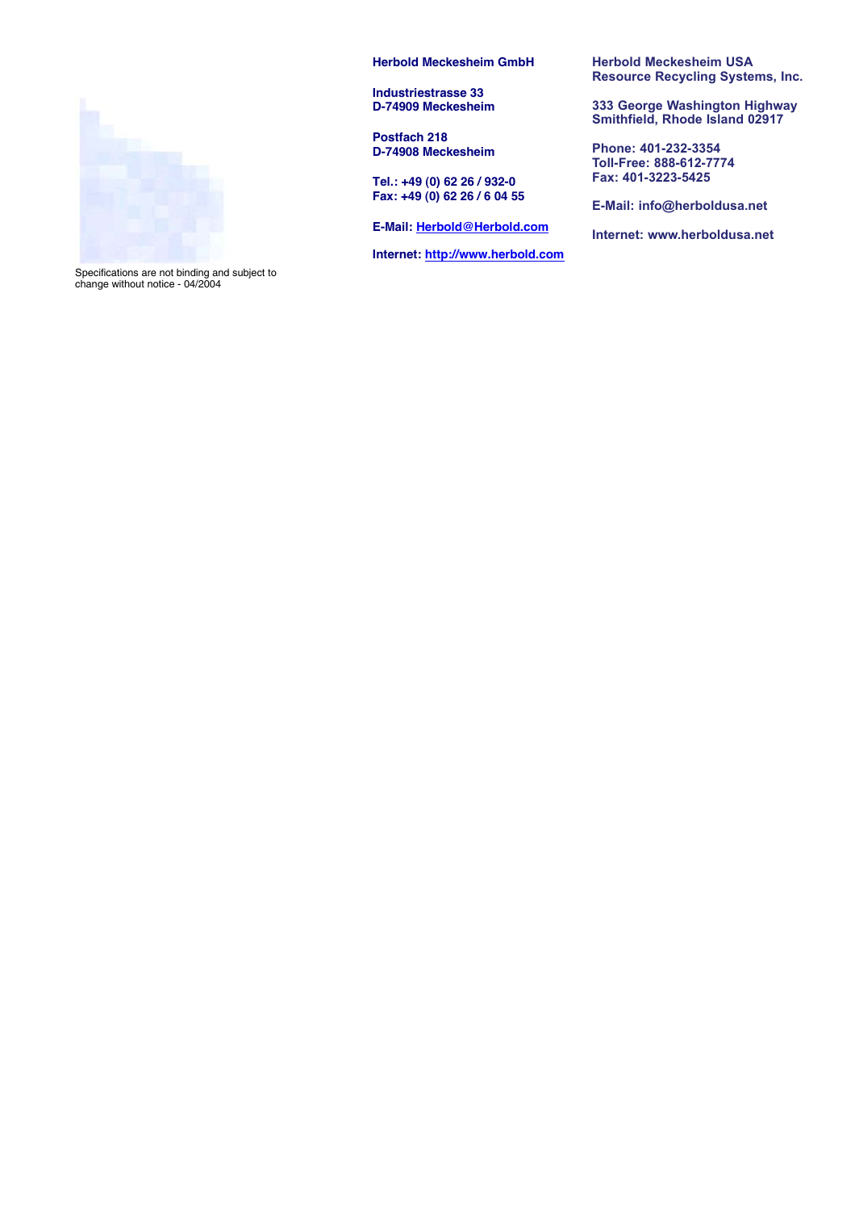Specifications are not binding and subject to change without notice - 04/2004

**Herbold Meckesheim GmbH**

**Industriestrasse 33**
**D-74909 Meckesheim**

**Postfach 218**
**D-74908 Meckesheim**

**Tel.: +49 (0) 62 26 / 932-0**
**Fax: +49 (0) 62 26 / 6 04 55**

**E-Mail: [Herbold@Herbold.com](mailto:Herbold@Herbold.com)**

**Internet: [http://www.herbold.com](http://www.herbold.com)**

**Herbold Meckesheim USA**
**Resource Recycling Systems, Inc.**

**333 George Washington Highway**
**Smithfield, Rhode Island 02917**

**Phone: 401-232-3354**
**Toll-Free: 888-612-7774**
**Fax: 401-3223-5425**

**E-Mail: info@herboldusa.net**

**Internet: www.herboldusa.net**